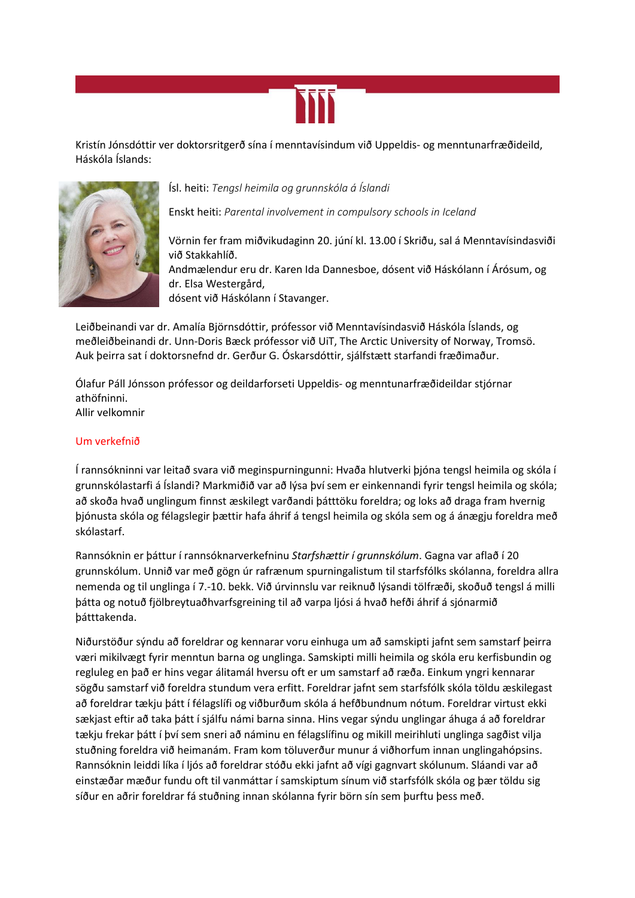Kristín Jónsdóttir ver doktorsritgerð sína í menntavísindum við Uppeldis- og menntunarfræðideild, Háskóla Íslands:

Ísl. heiti: *Tengsl heimila og grunnskóla á Íslandi*

Enskt heiti: *Parental involvement in compulsory schools in Iceland*

Vörnin fer fram miðvikudaginn 20. júní kl. 13.00 í Skriðu, sal á Menntavísindasviði við Stakkahlíð.
Andmælendur eru dr. Karen Ida Dannesboe, dósent við Háskólann í Árósum, og dr. Elsa Westergård,
dósent við Háskólann í Stavanger.

Leiðbeinandi var dr. Amalía Björnsdóttir, prófessor við Menntavísindasvið Háskóla Íslands, og meðleiðbeinandi dr. Unn-Doris Bæck prófessor við UiT, The Arctic University of Norway, Tromsö. Auk þeirra sat í doktorsnefnd dr. Gerður G. Óskarsdóttir, sjálfstætt starfandi fræðimaður.

Ólafur Páll Jónsson prófessor og deildarforseti Uppeldis- og menntunarfræðideildar stjórnar athöfninni.
Allir velkomnir

## Um verkefnið

Í rannsókninni var leitað svara við meginspurningunni: Hvaða hlutverki þjóna tengsl heimila og skóla í grunnskólastarfi á Íslandi? Markmiðið var að lýsa því sem er einkennandi fyrir tengsl heimila og skóla; að skoða hvað unglingum finnst æskilegt varðandi þátttöku foreldra; og loks að draga fram hvernig þjónusta skóla og félagslegir þættir hafa áhrif á tengsl heimila og skóla sem og á ánægju foreldra með skólastarf.

Rannsóknin er þáttur í rannsóknarverkefninu *Starfshættir í grunnskólum*. Gagna var aflað í 20 grunnskólum. Unnið var með gögn úr rafrænum spurningalistum til starfsfólks skólanna, foreldra allra nemenda og til unglinga í 7.-10. bekk. Við úrvinnslu var reiknuð lýsandi tölfræði, skoðuð tengsl á milli þátta og notuð fjölbreytuaðhvarfsgreining til að varpa ljósi á hvað hefði áhrif á sjónarmið þátttakenda.

Niðurstöður sýndu að foreldrar og kennarar voru einhuga um að samskipti jafnt sem samstarf þeirra væri mikilvægt fyrir menntun barna og unglinga. Samskipti milli heimila og skóla eru kerfisbundin og regluleg en það er hins vegar álitamál hversu oft er um samstarf að ræða. Einkum yngri kennarar sögðu samstarf við foreldra stundum vera erfitt. Foreldrar jafnt sem starfsfólk skóla töldu æskilegast að foreldrar tækju þátt í félagslífi og viðburðum skóla á hefðbundnum nótum. Foreldrar virtust ekki sækjast eftir að taka þátt í sjálfu námi barna sinna. Hins vegar sýndu unglingar áhuga á að foreldrar tækju frekar þátt í því sem sneri að náminu en félagslífinu og mikill meirihluti unglinga sagðist vilja stuðning foreldra við heimanám. Fram kom töluverður munur á viðhorfum innan unglingahópsins. Rannsóknin leiddi líka í ljós að foreldrar stóðu ekki jafnt að vígi gagnvart skólunum. Sláandi var að einstæðar mæður fundu oft til vanmáttar í samskiptum sínum við starfsfólk skóla og þær töldu sig síður en aðrir foreldrar fá stuðning innan skólanna fyrir börn sín sem þurftu þess með.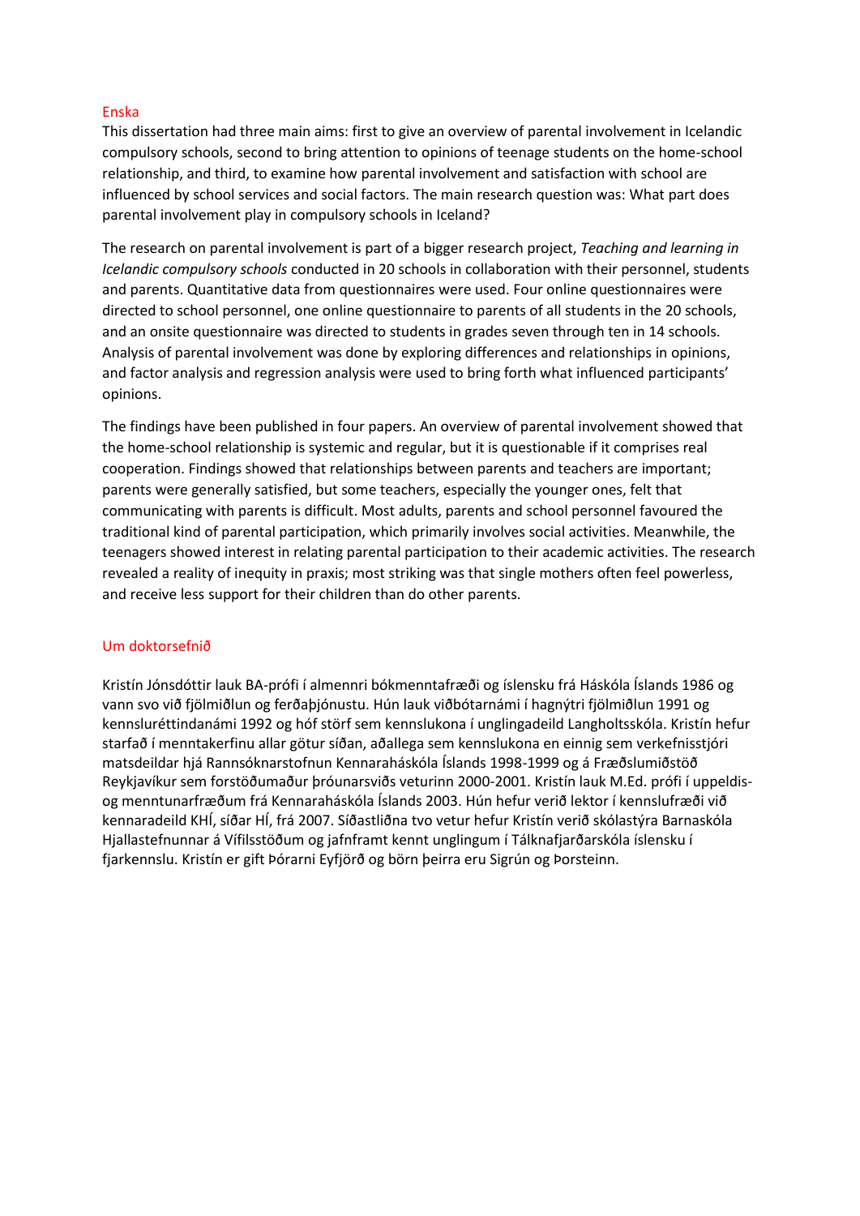## Enska

This dissertation had three main aims: first to give an overview of parental involvement in Icelandic compulsory schools, second to bring attention to opinions of teenage students on the home-school relationship, and third, to examine how parental involvement and satisfaction with school are influenced by school services and social factors. The main research question was: What part does parental involvement play in compulsory schools in Iceland?

The research on parental involvement is part of a bigger research project, *Teaching and learning in Icelandic compulsory schools* conducted in 20 schools in collaboration with their personnel, students and parents. Quantitative data from questionnaires were used. Four online questionnaires were directed to school personnel, one online questionnaire to parents of all students in the 20 schools, and an onsite questionnaire was directed to students in grades seven through ten in 14 schools. Analysis of parental involvement was done by exploring differences and relationships in opinions, and factor analysis and regression analysis were used to bring forth what influenced participants' opinions.

The findings have been published in four papers. An overview of parental involvement showed that the home-school relationship is systemic and regular, but it is questionable if it comprises real cooperation. Findings showed that relationships between parents and teachers are important; parents were generally satisfied, but some teachers, especially the younger ones, felt that communicating with parents is difficult. Most adults, parents and school personnel favoured the traditional kind of parental participation, which primarily involves social activities. Meanwhile, the teenagers showed interest in relating parental participation to their academic activities. The research revealed a reality of inequity in praxis; most striking was that single mothers often feel powerless, and receive less support for their children than do other parents.

## Um doktorsefnið

Kristín Jónsdóttir lauk BA-prófi í almennri bókmenntafræði og íslensku frá Háskóla Íslands 1986 og vann svo við fjölmiðlun og ferðaþjónustu. Hún lauk viðbótarnámi í hagnýtri fjölmiðlun 1991 og kennsluréttindanámi 1992 og hóf störf sem kennslukona í unglingadeild Langholtsskóla. Kristín hefur starfað í menntakerfinu allar götur síðan, aðallega sem kennslukona en einnig sem verkefnisstjóri matsdeildar hjá Rannsóknarstofnun Kennaraháskóla Íslands 1998-1999 og á Fræðslumiðstöð Reykjavíkur sem forstöðumaður þróunarsviðs veturinn 2000-2001. Kristín lauk M.Ed. prófi í uppeldis- og menntunarfræðum frá Kennaraháskóla Íslands 2003. Hún hefur verið lektor í kennslufræði við kennaradeild KHÍ, síðar HÍ, frá 2007. Síðastliðna tvo vetur hefur Kristín verið skólastýra Barnaskóla Hjallastefnunnar á Vífilsstöðum og jafnframt kennt unglingum í Tálknafjarðarskóla íslensku í fjarkennslu. Kristín er gift Þórarni Eyfjörð og börn þeirra eru Sigrún og Þorsteinn.